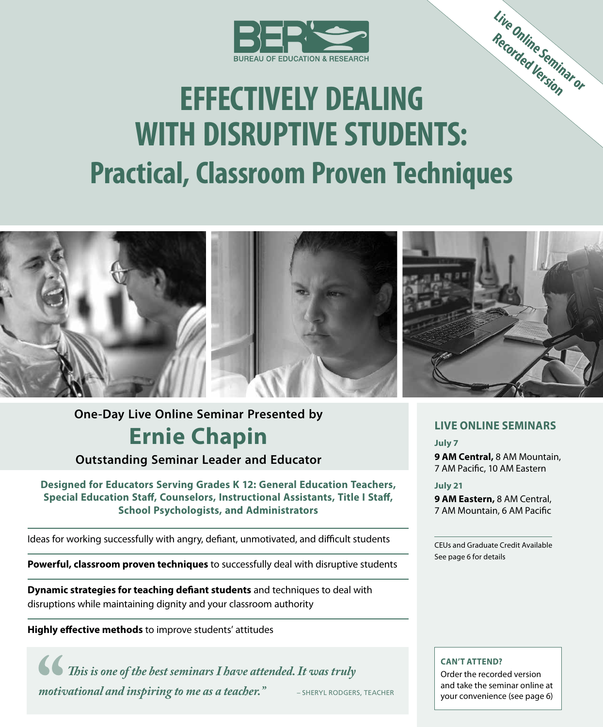BER

BUREAU OF EDUCATION & RESEARCH

**Live Online Seminar or Recorded Version**

# EFFECTIVELY DEALING WITH DISRUPTIVE STUDENTS:

## Practical, Classroom Proven Techniques

**One-Day Live Online Seminar Presented by**

## Ernie Chapin

**Outstanding Seminar Leader and Educator**

**Designed for Educators Serving Grades K 12: General Education Teachers, Special Education Staff, Counselors, Instructional Assistants, Title I Staff, School Psychologists, and Administrators**

Ideas for working successfully with angry, defiant, unmotivated, and difficult students

**Powerful, classroom proven techniques** to successfully deal with disruptive students

**Dynamic strategies for teaching defiant students** and techniques to deal with disruptions while maintaining dignity and your classroom authority

**Highly effective methods** to improve students' attitudes

> *"This is one of the best seminars I have attended. It was truly motivational and inspiring to me as a teacher."*
> – SHERYL RODGERS, TEACHER

### LIVE ONLINE SEMINARS

**July 7**
**9 AM Central,** 8 AM Mountain, 7 AM Pacific, 10 AM Eastern

**July 21**
**9 AM Eastern,** 8 AM Central, 7 AM Mountain, 6 AM Pacific

CEUs and Graduate Credit Available
See page 6 for details

**CAN'T ATTEND?**
Order the recorded version and take the seminar online at your convenience (see page 6)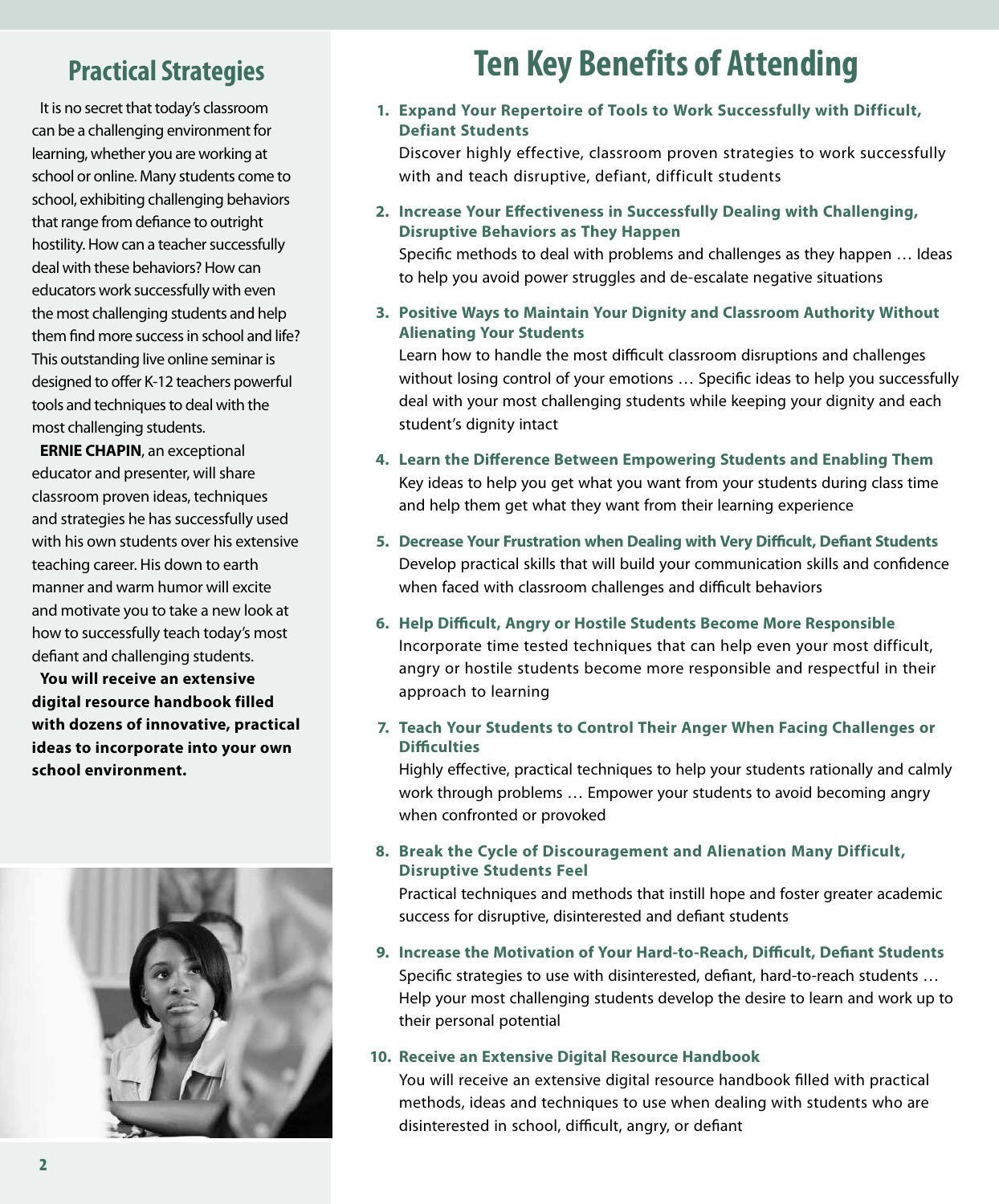## Practical Strategies

It is no secret that today's classroom can be a challenging environment for learning, whether you are working at school or online. Many students come to school, exhibiting challenging behaviors that range from defiance to outright hostility. How can a teacher successfully deal with these behaviors? How can educators work successfully with even the most challenging students and help them find more success in school and life? This outstanding live online seminar is designed to offer K-12 teachers powerful tools and techniques to deal with the most challenging students.

**ERNIE CHAPIN**, an exceptional educator and presenter, will share classroom proven ideas, techniques and strategies he has successfully used with his own students over his extensive teaching career. His down to earth manner and warm humor will excite and motivate you to take a new look at how to successfully teach today's most defiant and challenging students.

**You will receive an extensive digital resource handbook filled with dozens of innovative, practical ideas to incorporate into your own school environment.**

# Ten Key Benefits of Attending

1. **Expand Your Repertoire of Tools to Work Successfully with Difficult, Defiant Students**
   Discover highly effective, classroom proven strategies to work successfully with and teach disruptive, defiant, difficult students

2. **Increase Your Effectiveness in Successfully Dealing with Challenging, Disruptive Behaviors as They Happen**
   Specific methods to deal with problems and challenges as they happen … Ideas to help you avoid power struggles and de-escalate negative situations

3. **Positive Ways to Maintain Your Dignity and Classroom Authority Without Alienating Your Students**
   Learn how to handle the most difficult classroom disruptions and challenges without losing control of your emotions … Specific ideas to help you successfully deal with your most challenging students while keeping your dignity and each student's dignity intact

4. **Learn the Difference Between Empowering Students and Enabling Them**
   Key ideas to help you get what you want from your students during class time and help them get what they want from their learning experience

5. **Decrease Your Frustration when Dealing with Very Difficult, Defiant Students**
   Develop practical skills that will build your communication skills and confidence when faced with classroom challenges and difficult behaviors

6. **Help Difficult, Angry or Hostile Students Become More Responsible**
   Incorporate time tested techniques that can help even your most difficult, angry or hostile students become more responsible and respectful in their approach to learning

7. **Teach Your Students to Control Their Anger When Facing Challenges or Difficulties**
   Highly effective, practical techniques to help your students rationally and calmly work through problems … Empower your students to avoid becoming angry when confronted or provoked

8. **Break the Cycle of Discouragement and Alienation Many Difficult, Disruptive Students Feel**
   Practical techniques and methods that instill hope and foster greater academic success for disruptive, disinterested and defiant students

9. **Increase the Motivation of Your Hard-to-Reach, Difficult, Defiant Students**
   Specific strategies to use with disinterested, defiant, hard-to-reach students … Help your most challenging students develop the desire to learn and work up to their personal potential

10. **Receive an Extensive Digital Resource Handbook**
    You will receive an extensive digital resource handbook filled with practical methods, ideas and techniques to use when dealing with students who are disinterested in school, difficult, angry, or defiant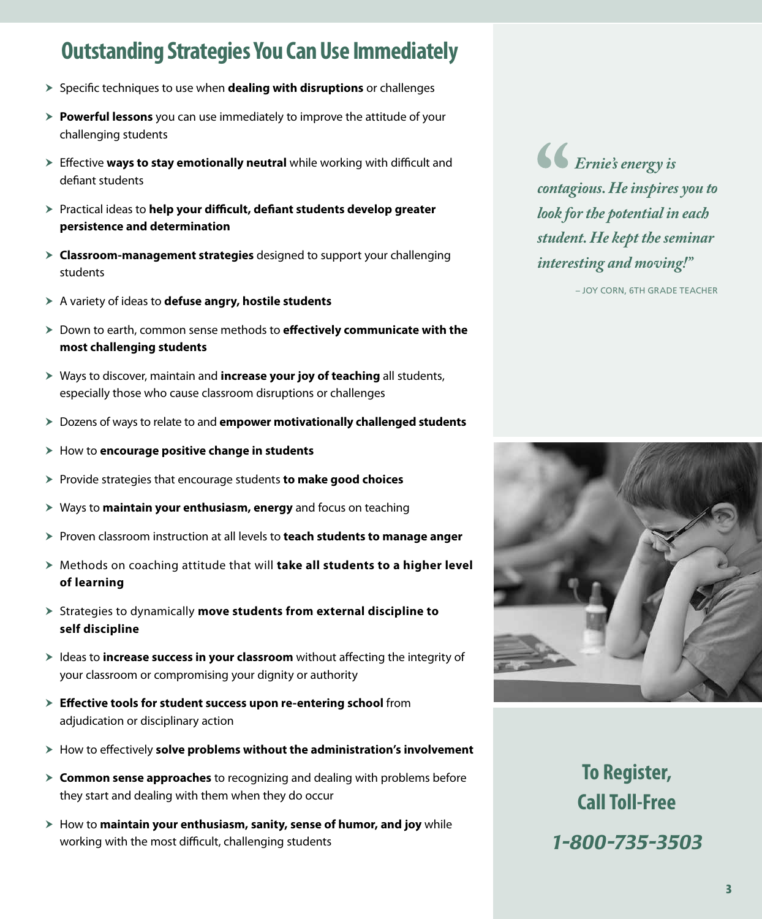## Outstanding Strategies You Can Use Immediately

- Specific techniques to use when **dealing with disruptions** or challenges
- **Powerful lessons** you can use immediately to improve the attitude of your challenging students
- Effective **ways to stay emotionally neutral** while working with difficult and defiant students
- Practical ideas to **help your difficult, defiant students develop greater persistence and determination**
- **Classroom-management strategies** designed to support your challenging students
- A variety of ideas to **defuse angry, hostile students**
- Down to earth, common sense methods to **effectively communicate with the most challenging students**
- Ways to discover, maintain and **increase your joy of teaching** all students, especially those who cause classroom disruptions or challenges
- Dozens of ways to relate to and **empower motivationally challenged students**
- How to **encourage positive change in students**
- Provide strategies that encourage students **to make good choices**
- Ways to **maintain your enthusiasm, energy** and focus on teaching
- Proven classroom instruction at all levels to **teach students to manage anger**
- Methods on coaching attitude that will **take all students to a higher level of learning**
- Strategies to dynamically **move students from external discipline to self discipline**
- Ideas to **increase success in your classroom** without affecting the integrity of your classroom or compromising your dignity or authority
- **Effective tools for student success upon re-entering school** from adjudication or disciplinary action
- How to effectively **solve problems without the administration's involvement**
- **Common sense approaches** to recognizing and dealing with problems before they start and dealing with them when they do occur
- How to **maintain your enthusiasm, sanity, sense of humor, and joy** while working with the most difficult, challenging students

> *"Ernie's energy is contagious. He inspires you to look for the potential in each student. He kept the seminar interesting and moving!"*
>
> – JOY CORN, 6TH GRADE TEACHER

**To Register, Call Toll-Free**

***1-800-735-3503***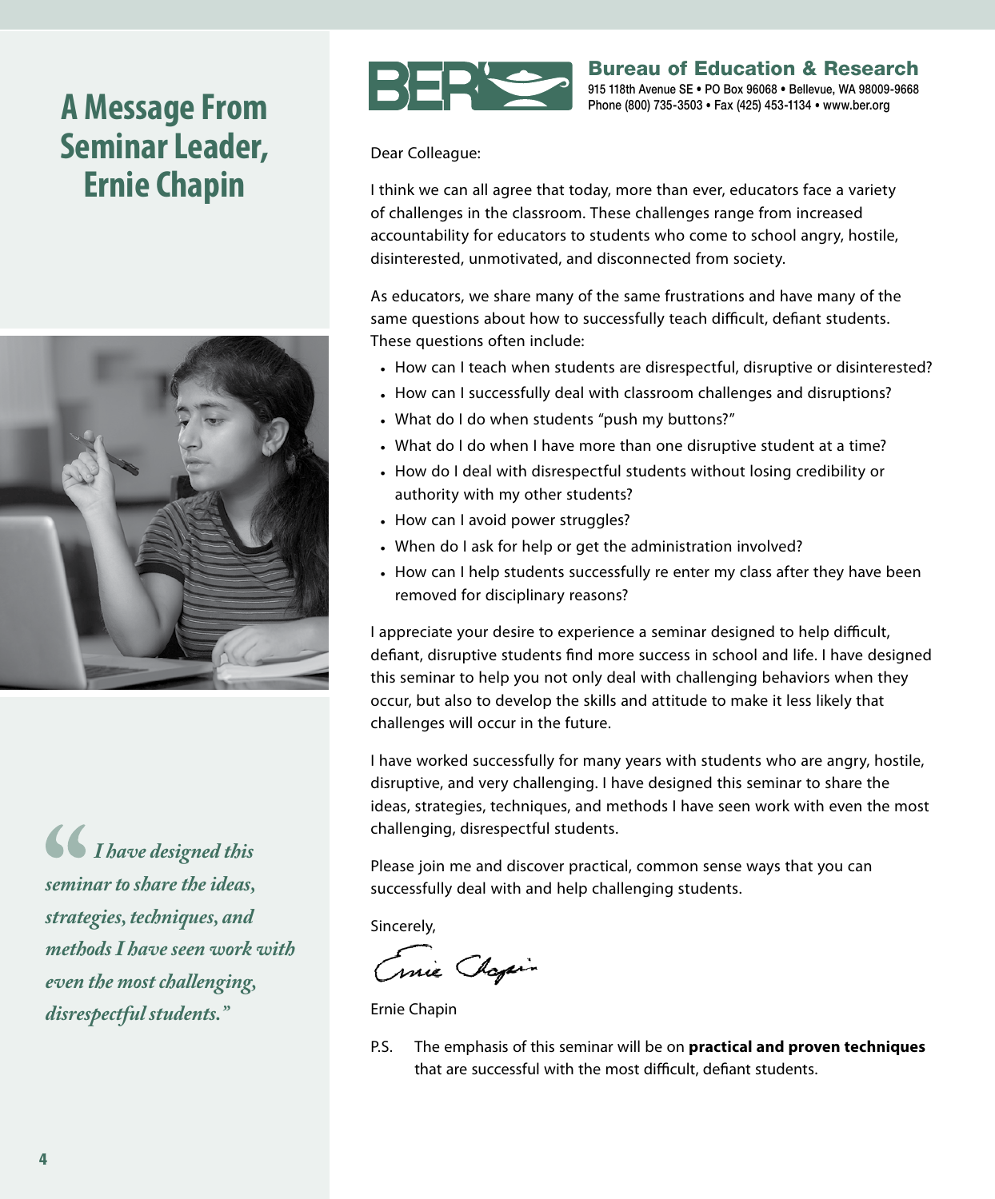# A Message From Seminar Leader, Ernie Chapin

*"I have designed this seminar to share the ideas, strategies, techniques, and methods I have seen work with even the most challenging, disrespectful students."*

**Bureau of Education & Research**
915 118th Avenue SE • PO Box 96068 • Bellevue, WA 98009-9668
Phone (800) 735-3503 • Fax (425) 453-1134 • www.ber.org

Dear Colleague:

I think we can all agree that today, more than ever, educators face a variety of challenges in the classroom. These challenges range from increased accountability for educators to students who come to school angry, hostile, disinterested, unmotivated, and disconnected from society.

As educators, we share many of the same frustrations and have many of the same questions about how to successfully teach difficult, defiant students. These questions often include:

- How can I teach when students are disrespectful, disruptive or disinterested?
- How can I successfully deal with classroom challenges and disruptions?
- What do I do when students "push my buttons?"
- What do I do when I have more than one disruptive student at a time?
- How do I deal with disrespectful students without losing credibility or authority with my other students?
- How can I avoid power struggles?
- When do I ask for help or get the administration involved?
- How can I help students successfully re enter my class after they have been removed for disciplinary reasons?

I appreciate your desire to experience a seminar designed to help difficult, defiant, disruptive students find more success in school and life. I have designed this seminar to help you not only deal with challenging behaviors when they occur, but also to develop the skills and attitude to make it less likely that challenges will occur in the future.

I have worked successfully for many years with students who are angry, hostile, disruptive, and very challenging. I have designed this seminar to share the ideas, strategies, techniques, and methods I have seen work with even the most challenging, disrespectful students.

Please join me and discover practical, common sense ways that you can successfully deal with and help challenging students.

Sincerely,

Ernie Chapin

P.S. The emphasis of this seminar will be on **practical and proven techniques** that are successful with the most difficult, defiant students.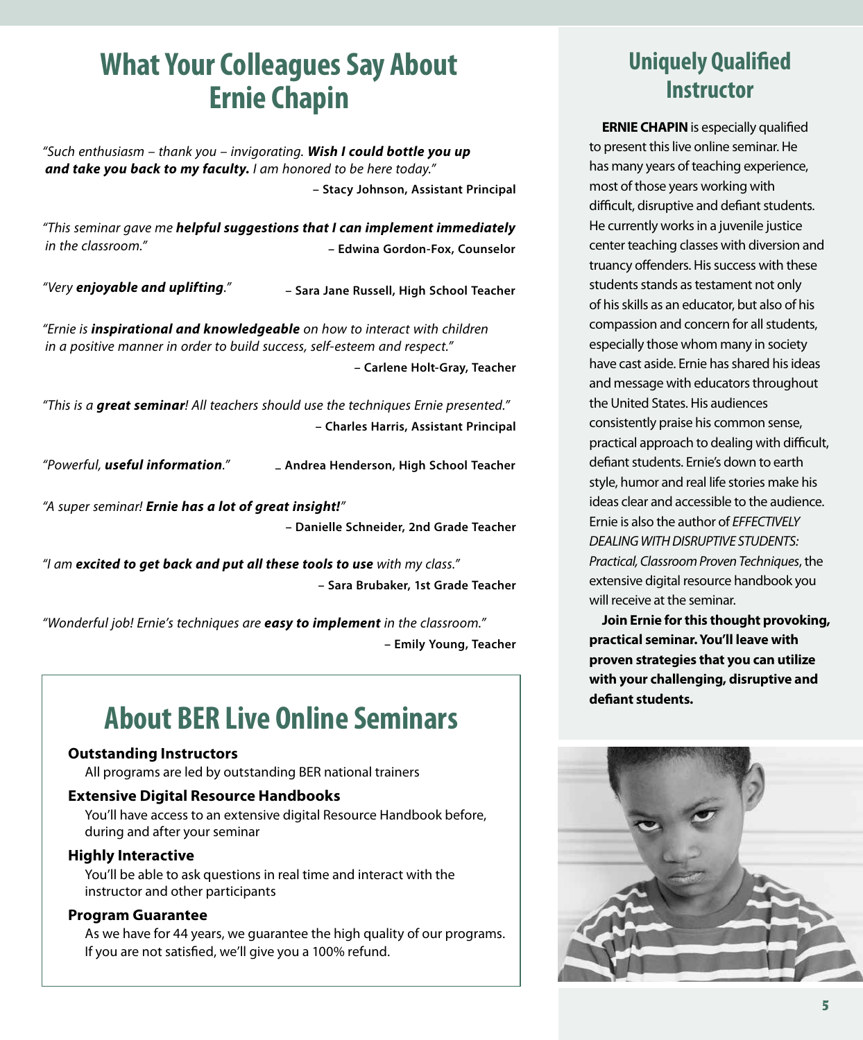## What Your Colleagues Say About Ernie Chapin

*"Such enthusiasm – thank you – invigorating.* ***Wish I could bottle you up and take you back to my faculty.*** *I am honored to be here today."*

**– Stacy Johnson, Assistant Principal**

*"This seminar gave me* ***helpful suggestions that I can implement immediately*** *in the classroom."*

**– Edwina Gordon-Fox, Counselor**

*"Very* ***enjoyable and uplifting****."*

**– Sara Jane Russell, High School Teacher**

*"Ernie is* ***inspirational and knowledgeable*** *on how to interact with children in a positive manner in order to build success, self-esteem and respect."*

**– Carlene Holt-Gray, Teacher**

*"This is a* ***great seminar****! All teachers should use the techniques Ernie presented."*

**– Charles Harris, Assistant Principal**

*"Powerful,* ***useful information****."*

**– Andrea Henderson, High School Teacher**

*"A super seminar!* ***Ernie has a lot of great insight!****"*

**– Danielle Schneider, 2nd Grade Teacher**

*"I am* ***excited to get back and put all these tools to use*** *with my class."*

**– Sara Brubaker, 1st Grade Teacher**

*"Wonderful job! Ernie's techniques are* ***easy to implement*** *in the classroom."*

**– Emily Young, Teacher**

## About BER Live Online Seminars

**Outstanding Instructors**

All programs are led by outstanding BER national trainers

**Extensive Digital Resource Handbooks**

You'll have access to an extensive digital Resource Handbook before, during and after your seminar

**Highly Interactive**

You'll be able to ask questions in real time and interact with the instructor and other participants

**Program Guarantee**

As we have for 44 years, we guarantee the high quality of our programs. If you are not satisfied, we'll give you a 100% refund.

## Uniquely Qualified Instructor

**ERNIE CHAPIN** is especially qualified to present this live online seminar. He has many years of teaching experience, most of those years working with difficult, disruptive and defiant students. He currently works in a juvenile justice center teaching classes with diversion and truancy offenders. His success with these students stands as testament not only of his skills as an educator, but also of his compassion and concern for all students, especially those whom many in society have cast aside. Ernie has shared his ideas and message with educators throughout the United States. His audiences consistently praise his common sense, practical approach to dealing with difficult, defiant students. Ernie's down to earth style, humor and real life stories make his ideas clear and accessible to the audience. Ernie is also the author of *EFFECTIVELY DEALING WITH DISRUPTIVE STUDENTS: Practical, Classroom Proven Techniques*, the extensive digital resource handbook you will receive at the seminar.

**Join Ernie for this thought provoking, practical seminar. You'll leave with proven strategies that you can utilize with your challenging, disruptive and defiant students.**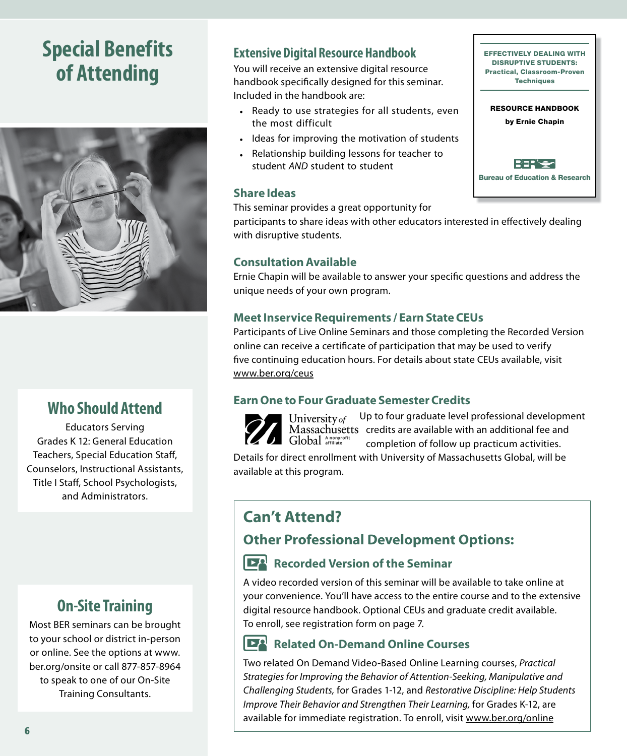# Special Benefits of Attending

## Who Should Attend

Educators Serving Grades K 12: General Education Teachers, Special Education Staff, Counselors, Instructional Assistants, Title I Staff, School Psychologists, and Administrators.

## On-Site Training

Most BER seminars can be brought to your school or district in-person or online. See the options at www.ber.org/onsite or call 877-857-8964 to speak to one of our On-Site Training Consultants.

## Extensive Digital Resource Handbook

You will receive an extensive digital resource handbook specifically designed for this seminar. Included in the handbook are:

- Ready to use strategies for all students, even the most difficult
- Ideas for improving the motivation of students
- Relationship building lessons for teacher to student *AND* student to student

EFFECTIVELY DEALING WITH DISRUPTIVE STUDENTS: Practical, Classroom-Proven Techniques

RESOURCE HANDBOOK
by Ernie Chapin

Bureau of Education & Research

## Share Ideas

This seminar provides a great opportunity for participants to share ideas with other educators interested in effectively dealing with disruptive students.

## Consultation Available

Ernie Chapin will be available to answer your specific questions and address the unique needs of your own program.

## Meet Inservice Requirements / Earn State CEUs

Participants of Live Online Seminars and those completing the Recorded Version online can receive a certificate of participation that may be used to verify five continuing education hours. For details about state CEUs available, visit www.ber.org/ceus

## Earn One to Four Graduate Semester Credits

University of Massachusetts Global — A nonprofit affiliate

Up to four graduate level professional development credits are available with an additional fee and completion of follow up practicum activities. Details for direct enrollment with University of Massachusetts Global, will be available at this program.

## Can't Attend?

### Other Professional Development Options:

#### Recorded Version of the Seminar

A video recorded version of this seminar will be available to take online at your convenience. You'll have access to the entire course and to the extensive digital resource handbook. Optional CEUs and graduate credit available. To enroll, see registration form on page 7.

#### Related On-Demand Online Courses

Two related On Demand Video-Based Online Learning courses, *Practical Strategies for Improving the Behavior of Attention-Seeking, Manipulative and Challenging Students,* for Grades 1-12, and *Restorative Discipline: Help Students Improve Their Behavior and Strengthen Their Learning,* for Grades K-12, are available for immediate registration. To enroll, visit www.ber.org/online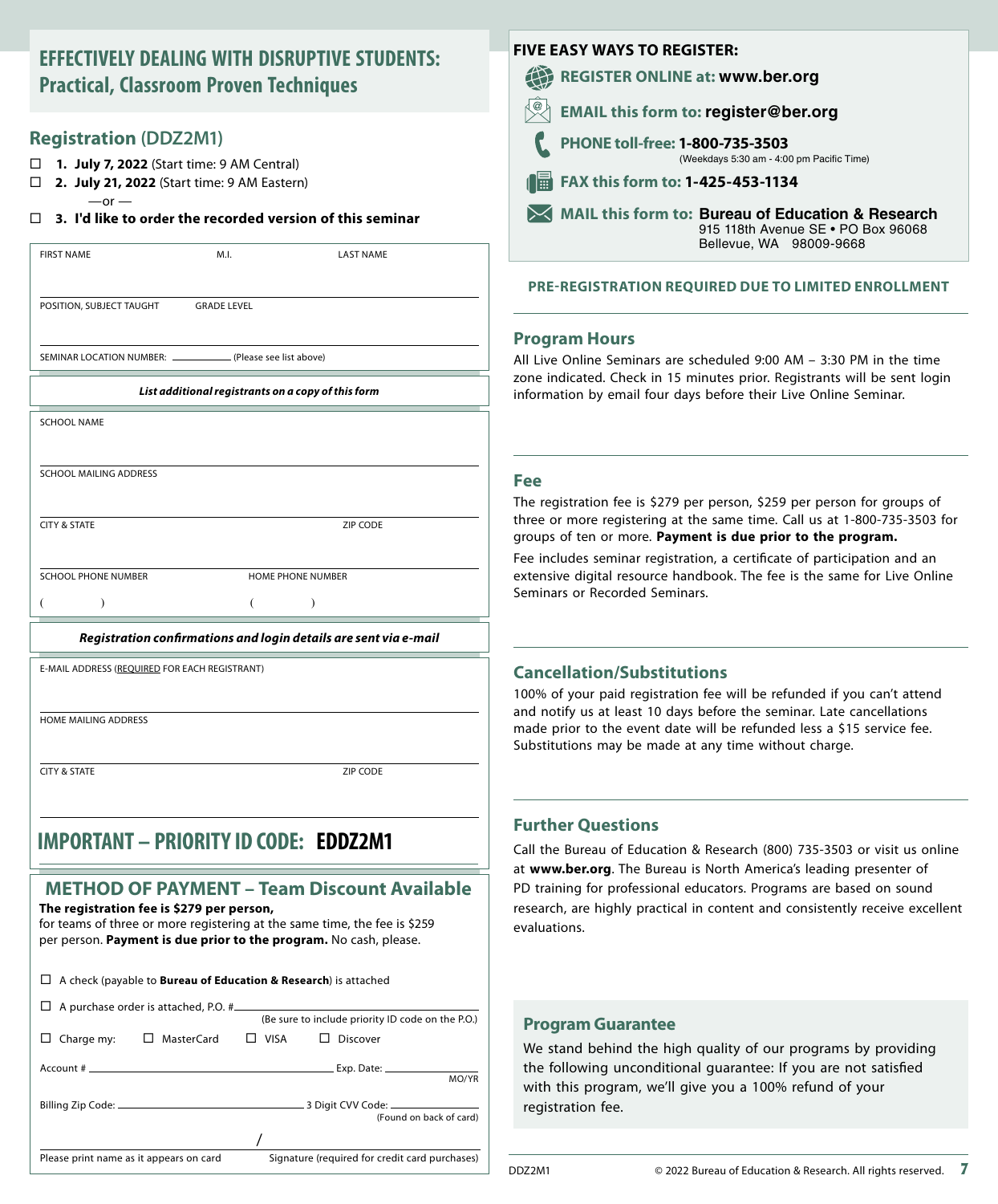# EFFECTIVELY DEALING WITH DISRUPTIVE STUDENTS: Practical, Classroom Proven Techniques

## Registration (DDZ2M1)

☐ **1. July 7, 2022** (Start time: 9 AM Central)
☐ **2. July 21, 2022** (Start time: 9 AM Eastern)
—or —
☐ **3. I'd like to order the recorded version of this seminar**

FIRST NAME | M.I. | LAST NAME

POSITION, SUBJECT TAUGHT | GRADE LEVEL

SEMINAR LOCATION NUMBER: __________ (Please see list above)

***List additional registrants on a copy of this form***

SCHOOL NAME

SCHOOL MAILING ADDRESS

CITY & STATE | ZIP CODE

SCHOOL PHONE NUMBER ( ) | HOME PHONE NUMBER ( )

***Registration confirmations and login details are sent via e-mail***

E-MAIL ADDRESS (REQUIRED FOR EACH REGISTRANT)

HOME MAILING ADDRESS

CITY & STATE | ZIP CODE

## IMPORTANT – PRIORITY ID CODE: EDDZ2M1

## METHOD OF PAYMENT – Team Discount Available

**The registration fee is $279 per person,** for teams of three or more registering at the same time, the fee is $259 per person. **Payment is due prior to the program.** No cash, please.

☐ A check (payable to **Bureau of Education & Research**) is attached

☐ A purchase order is attached, P.O. # __________ (Be sure to include priority ID code on the P.O.)

☐ Charge my: ☐ MasterCard ☐ VISA ☐ Discover

Account # __________ Exp. Date: __________ MO/YR

Billing Zip Code: __________ 3 Digit CVV Code: __________ (Found on back of card)

Please print name as it appears on card / Signature (required for credit card purchases)

## FIVE EASY WAYS TO REGISTER:

- **REGISTER ONLINE at: www.ber.org**
- **EMAIL this form to: register@ber.org**
- **PHONE toll-free: 1-800-735-3503** (Weekdays 5:30 am - 4:00 pm Pacific Time)
- **FAX this form to: 1-425-453-1134**
- **MAIL this form to: Bureau of Education & Research**
  915 118th Avenue SE • PO Box 96068
  Bellevue, WA 98009-9668

**PRE-REGISTRATION REQUIRED DUE TO LIMITED ENROLLMENT**

## Program Hours

All Live Online Seminars are scheduled 9:00 AM – 3:30 PM in the time zone indicated. Check in 15 minutes prior. Registrants will be sent login information by email four days before their Live Online Seminar.

## Fee

The registration fee is $279 per person, $259 per person for groups of three or more registering at the same time. Call us at 1-800-735-3503 for groups of ten or more. **Payment is due prior to the program.**

Fee includes seminar registration, a certificate of participation and an extensive digital resource handbook. The fee is the same for Live Online Seminars or Recorded Seminars.

## Cancellation/Substitutions

100% of your paid registration fee will be refunded if you can't attend and notify us at least 10 days before the seminar. Late cancellations made prior to the event date will be refunded less a $15 service fee. Substitutions may be made at any time without charge.

## Further Questions

Call the Bureau of Education & Research (800) 735-3503 or visit us online at **www.ber.org**. The Bureau is North America's leading presenter of PD training for professional educators. Programs are based on sound research, are highly practical in content and consistently receive excellent evaluations.

## Program Guarantee

We stand behind the high quality of our programs by providing the following unconditional guarantee: If you are not satisfied with this program, we'll give you a 100% refund of your registration fee.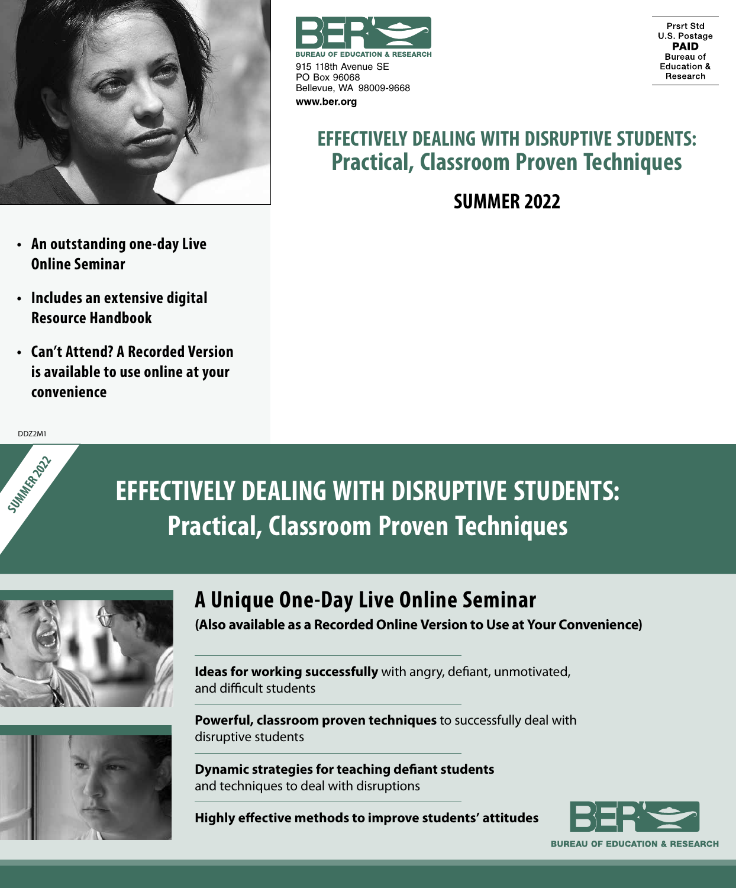BUREAU OF EDUCATION & RESEARCH

915 118th Avenue SE
PO Box 96068
Bellevue, WA 98009-9668
**www.ber.org**

Prsrt Std
U.S. Postage
**PAID**
Bureau of Education & Research

# EFFECTIVELY DEALING WITH DISRUPTIVE STUDENTS: Practical, Classroom Proven Techniques

## SUMMER 2022

- **An outstanding one-day Live Online Seminar**
- **Includes an extensive digital Resource Handbook**
- **Can't Attend? A Recorded Version is available to use online at your convenience**

DDZ2M1

SUMMER 2022

# EFFECTIVELY DEALING WITH DISRUPTIVE STUDENTS: Practical, Classroom Proven Techniques

## A Unique One-Day Live Online Seminar

**(Also available as a Recorded Online Version to Use at Your Convenience)**

**Ideas for working successfully** with angry, defiant, unmotivated, and difficult students

**Powerful, classroom proven techniques** to successfully deal with disruptive students

**Dynamic strategies for teaching defiant students** and techniques to deal with disruptions

**Highly effective methods to improve students' attitudes**

BUREAU OF EDUCATION & RESEARCH